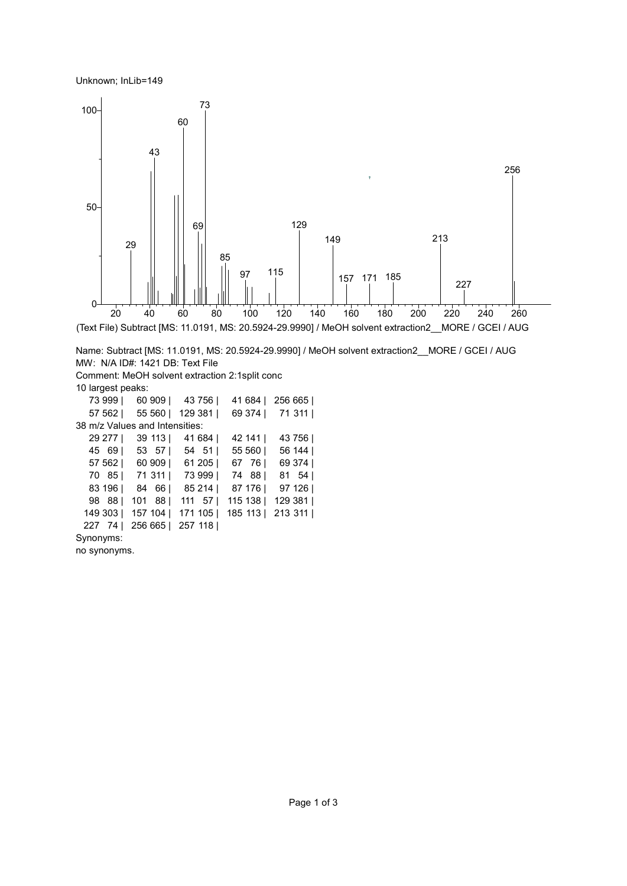Unknown; InLib=149

100

50

0

73

60

43

256

69

129

149

213

29

85

97

115

157

171

185

227

20 40 60 80 100 120 140 160 180 200 220 240 260

(Text File) Subtract [MS: 11.0191, MS: 20.5924-29.9990] / MeOH solvent extraction2__MORE / GCEI / AUG

Name: Subtract [MS: 11.0191, MS: 20.5924-29.9990] / MeOH solvent extraction2__MORE / GCEI / AUG
MW: N/A ID#: 1421 DB: Text File
Comment: MeOH solvent extraction 2:1split conc
10 largest peaks:

| | | | | |
|---|---|---|---|---|
| 73 999 | 60 909 | 43 756 | 41 684 | 256 665 |
| 57 562 | 55 560 | 129 381 | 69 374 | 71 311 |

38 m/z Values and Intensities:

| | | | | |
|---|---|---|---|---|
| 29 277 | 39 113 | 41 684 | 42 141 | 43 756 |
| 45 69 | 53 57 | 54 51 | 55 560 | 56 144 |
| 57 562 | 60 909 | 61 205 | 67 76 | 69 374 |
| 70 85 | 71 311 | 73 999 | 74 88 | 81 54 |
| 83 196 | 84 66 | 85 214 | 87 176 | 97 126 |
| 98 88 | 101 88 | 111 57 | 115 138 | 129 381 |
| 149 303 | 157 104 | 171 105 | 185 113 | 213 311 |
| 227 74 | 256 665 | 257 118 | | |

Synonyms:
no synonyms.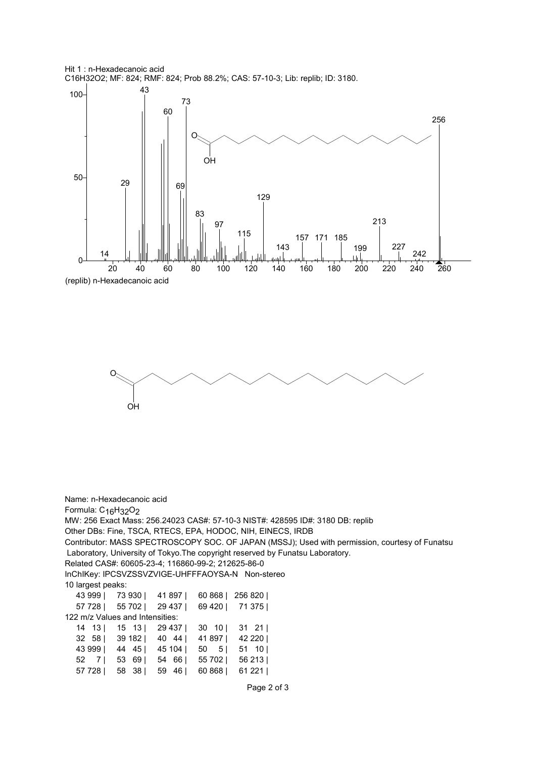Hit 1 : n-Hexadecanoic acid
C16H32O2; MF: 824; RMF: 824; Prob 88.2%; CAS: 57-10-3; Lib: replib; ID: 3180.

100
50
0
43
73
60
256
29
69
129
83
97
115
157
171
185
213
143
199
227
242
14
20
40
60
80
100
120
140
160
180
200
220
240
260
O
OH

(replib) n-Hexadecanoic acid

O
OH

Name: n-Hexadecanoic acid
Formula: $C_{16}H_{32}O_2$
MW: 256 Exact Mass: 256.24023 CAS#: 57-10-3 NIST#: 428595 ID#: 3180 DB: replib
Other DBs: Fine, TSCA, RTECS, EPA, HODOC, NIH, EINECS, IRDB
Contributor: MASS SPECTROSCOPY SOC. OF JAPAN (MSSJ); Used with permission, courtesy of Funatsu Laboratory, University of Tokyo.The copyright reserved by Funatsu Laboratory.
Related CAS#: 60605-23-4; 116860-99-2; 212625-86-0
InChIKey: IPCSVZSSVZVIGE-UHFFFAOYSA-N Non-stereo

10 largest peaks:

| | | | | |
|---|---|---|---|---|
| 43 999 | 73 930 | 41 897 | 60 868 | 256 820 |
| 57 728 | 55 702 | 29 437 | 69 420 | 71 375 |

122 m/z Values and Intensities:

| | | | | |
|---|---|---|---|---|
| 14 13 | 15 13 | 29 437 | 30 10 | 31 21 |
| 32 58 | 39 182 | 40 44 | 41 897 | 42 220 |
| 43 999 | 44 45 | 45 104 | 50 5 | 51 10 |
| 52 7 | 53 69 | 54 66 | 55 702 | 56 213 |
| 57 728 | 58 38 | 59 46 | 60 868 | 61 221 |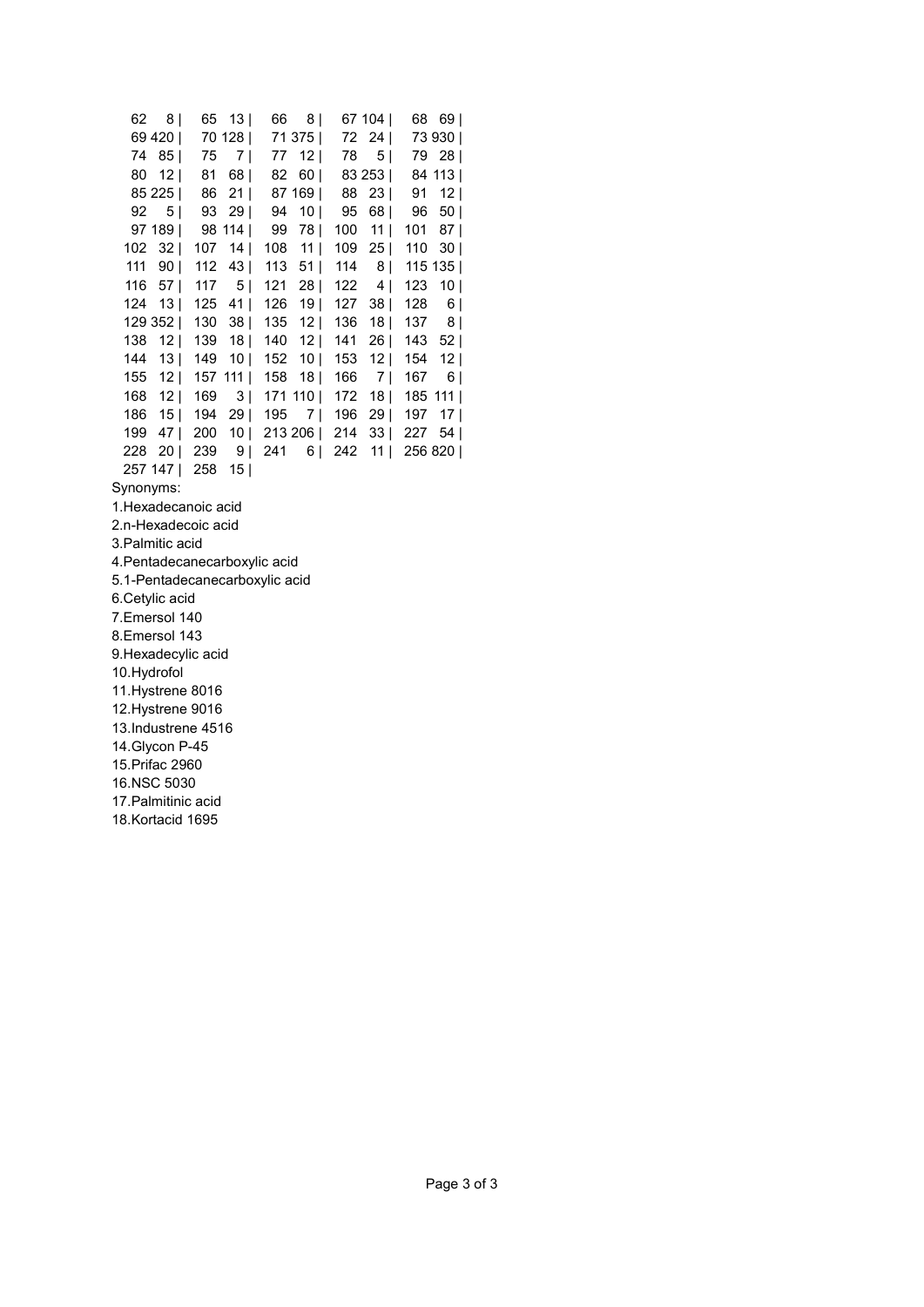| | | | | | | | | | |
|---|---|---|---|---|---|---|---|---|---|
| 62 | 8 | 65 | 13 | 66 | 8 | 67 | 104 | 68 | 69 |
| 69 | 420 | 70 | 128 | 71 | 375 | 72 | 24 | 73 | 930 |
| 74 | 85 | 75 | 7 | 77 | 12 | 78 | 5 | 79 | 28 |
| 80 | 12 | 81 | 68 | 82 | 60 | 83 | 253 | 84 | 113 |
| 85 | 225 | 86 | 21 | 87 | 169 | 88 | 23 | 91 | 12 |
| 92 | 5 | 93 | 29 | 94 | 10 | 95 | 68 | 96 | 50 |
| 97 | 189 | 98 | 114 | 99 | 78 | 100 | 11 | 101 | 87 |
| 102 | 32 | 107 | 14 | 108 | 11 | 109 | 25 | 110 | 30 |
| 111 | 90 | 112 | 43 | 113 | 51 | 114 | 8 | 115 | 135 |
| 116 | 57 | 117 | 5 | 121 | 28 | 122 | 4 | 123 | 10 |
| 124 | 13 | 125 | 41 | 126 | 19 | 127 | 38 | 128 | 6 |
| 129 | 352 | 130 | 38 | 135 | 12 | 136 | 18 | 137 | 8 |
| 138 | 12 | 139 | 18 | 140 | 12 | 141 | 26 | 143 | 52 |
| 144 | 13 | 149 | 10 | 152 | 10 | 153 | 12 | 154 | 12 |
| 155 | 12 | 157 | 111 | 158 | 18 | 166 | 7 | 167 | 6 |
| 168 | 12 | 169 | 3 | 171 | 110 | 172 | 18 | 185 | 111 |
| 186 | 15 | 194 | 29 | 195 | 7 | 196 | 29 | 197 | 17 |
| 199 | 47 | 200 | 10 | 213 | 206 | 214 | 33 | 227 | 54 |
| 228 | 20 | 239 | 9 | 241 | 6 | 242 | 11 | 256 | 820 |
| 257 | 147 | 258 | 15 | | | | | | |

Synonyms:

1. Hexadecanoic acid
2. n-Hexadecoic acid
3. Palmitic acid
4. Pentadecanecarboxylic acid
5. 1-Pentadecanecarboxylic acid
6. Cetylic acid
7. Emersol 140
8. Emersol 143
9. Hexadecylic acid
10. Hydrofol
11. Hystrene 8016
12. Hystrene 9016
13. Industrene 4516
14. Glycon P-45
15. Prifac 2960
16. NSC 5030
17. Palmitinic acid
18. Kortacid 1695